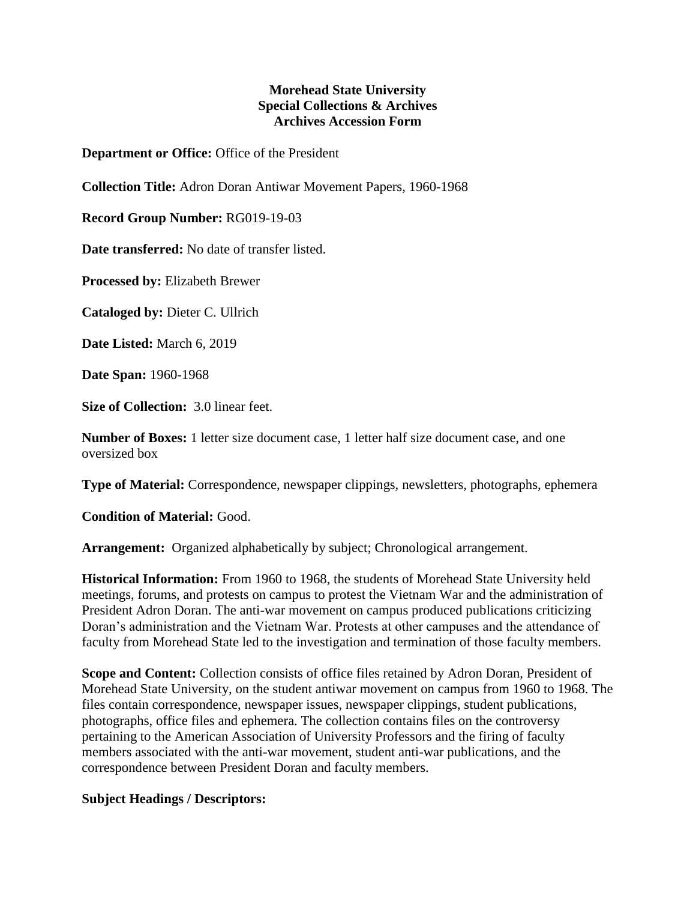**Morehead State University**
**Special Collections & Archives**
**Archives Accession Form**

**Department or Office:** Office of the President

**Collection Title:** Adron Doran Antiwar Movement Papers, 1960-1968

**Record Group Number:** RG019-19-03

**Date transferred:** No date of transfer listed.

**Processed by:** Elizabeth Brewer

**Cataloged by:** Dieter C. Ullrich

**Date Listed:** March 6, 2019

**Date Span:** 1960-1968

**Size of Collection:** 3.0 linear feet.

**Number of Boxes:** 1 letter size document case, 1 letter half size document case, and one oversized box

**Type of Material:** Correspondence, newspaper clippings, newsletters, photographs, ephemera

**Condition of Material:** Good.

**Arrangement:** Organized alphabetically by subject; Chronological arrangement.

**Historical Information:** From 1960 to 1968, the students of Morehead State University held meetings, forums, and protests on campus to protest the Vietnam War and the administration of President Adron Doran. The anti-war movement on campus produced publications criticizing Doran's administration and the Vietnam War. Protests at other campuses and the attendance of faculty from Morehead State led to the investigation and termination of those faculty members.

**Scope and Content:** Collection consists of office files retained by Adron Doran, President of Morehead State University, on the student antiwar movement on campus from 1960 to 1968. The files contain correspondence, newspaper issues, newspaper clippings, student publications, photographs, office files and ephemera. The collection contains files on the controversy pertaining to the American Association of University Professors and the firing of faculty members associated with the anti-war movement, student anti-war publications, and the correspondence between President Doran and faculty members.

**Subject Headings / Descriptors:**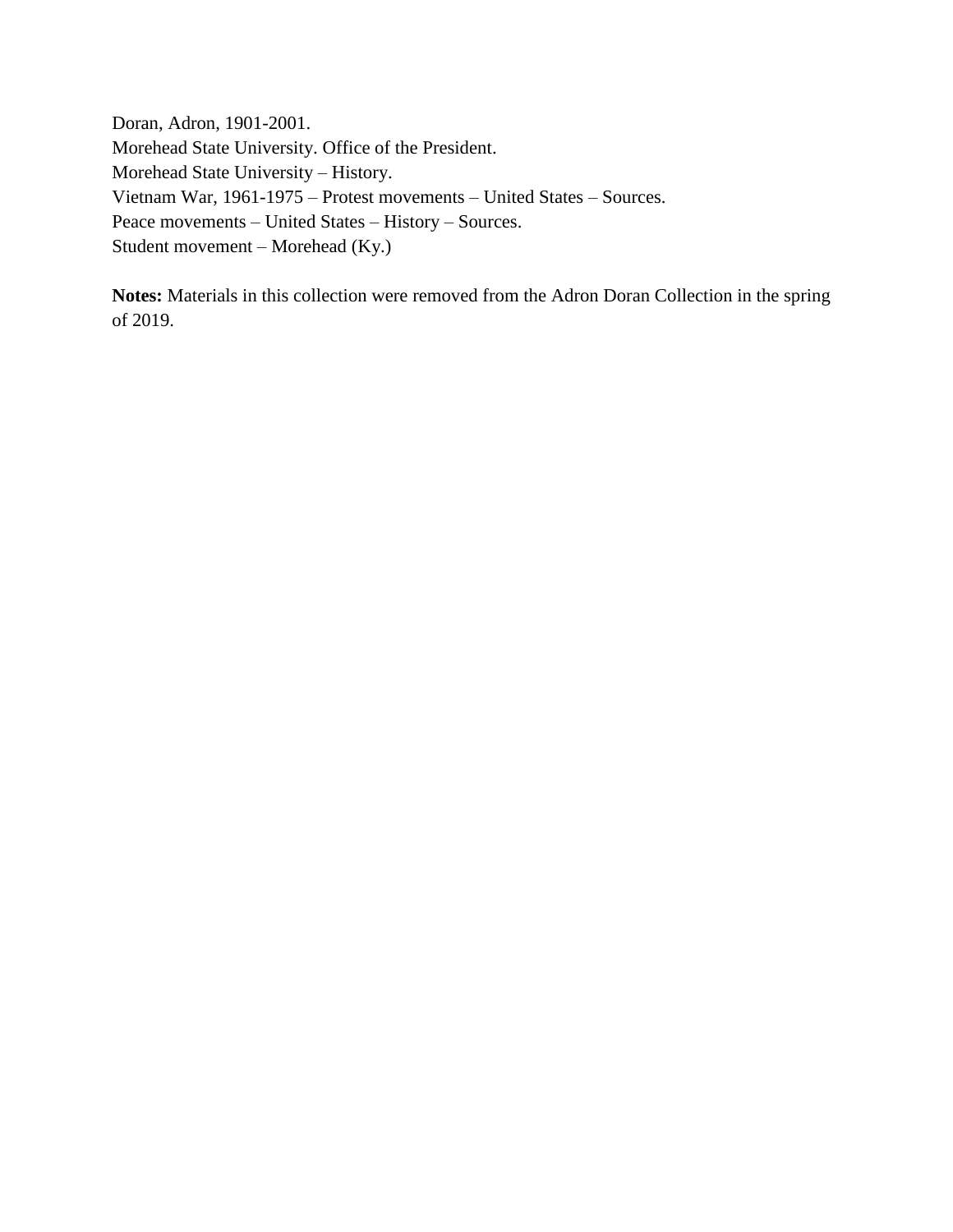Doran, Adron, 1901-2001.
Morehead State University. Office of the President.
Morehead State University – History.
Vietnam War, 1961-1975 – Protest movements – United States – Sources.
Peace movements – United States – History – Sources.
Student movement – Morehead (Ky.)

**Notes:** Materials in this collection were removed from the Adron Doran Collection in the spring of 2019.